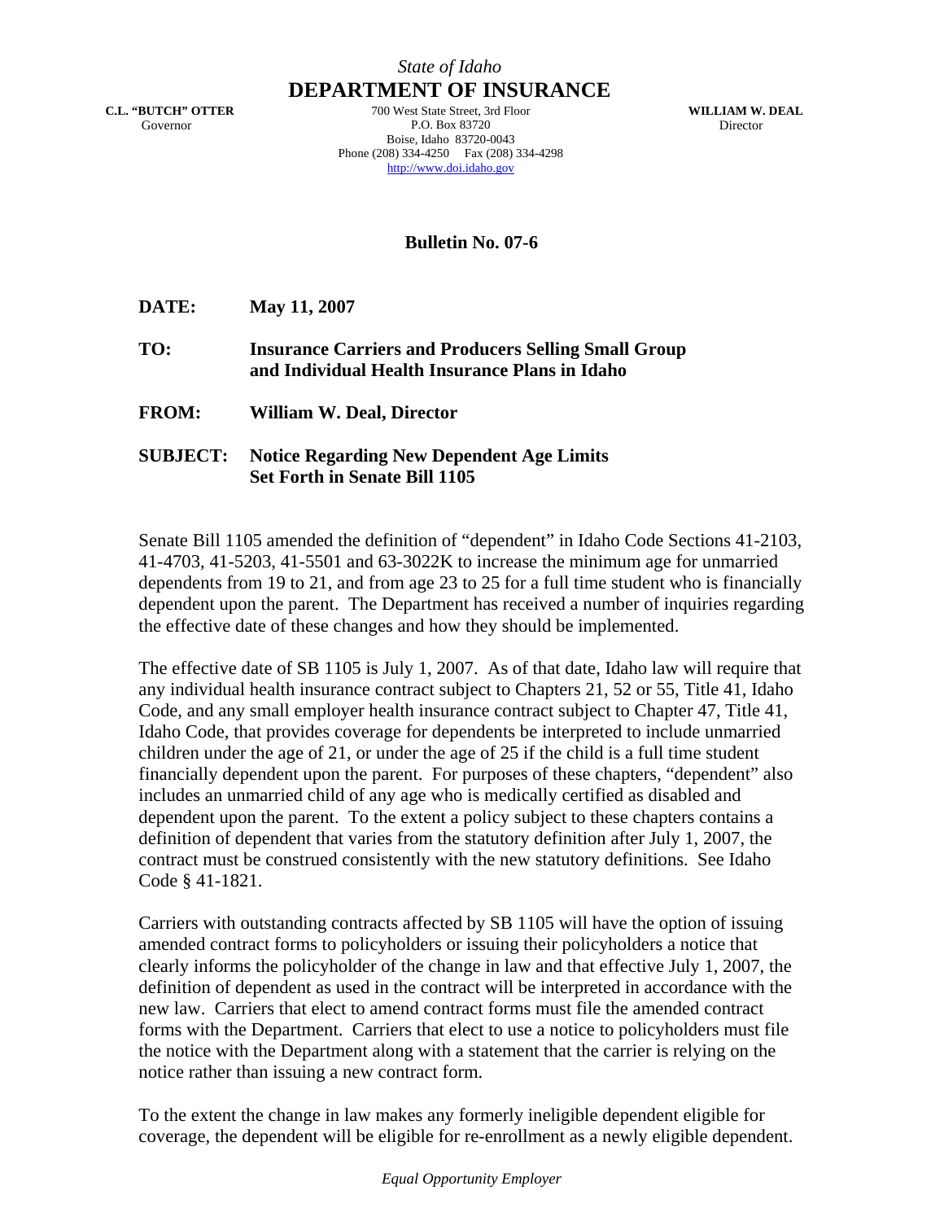*State of Idaho*

# DEPARTMENT OF INSURANCE

**C.L. "BUTCH" OTTER**
Governor

700 West State Street, 3rd Floor
P.O. Box 83720
Boise, Idaho 83720-0043
Phone (208) 334-4250 Fax (208) 334-4298
http://www.doi.idaho.gov

**WILLIAM W. DEAL**
Director

## Bulletin No. 07-6

**DATE:** **May 11, 2007**

**TO:** **Insurance Carriers and Producers Selling Small Group and Individual Health Insurance Plans in Idaho**

**FROM:** **William W. Deal, Director**

**SUBJECT:** **Notice Regarding New Dependent Age Limits Set Forth in Senate Bill 1105**

Senate Bill 1105 amended the definition of "dependent" in Idaho Code Sections 41-2103, 41-4703, 41-5203, 41-5501 and 63-3022K to increase the minimum age for unmarried dependents from 19 to 21, and from age 23 to 25 for a full time student who is financially dependent upon the parent. The Department has received a number of inquiries regarding the effective date of these changes and how they should be implemented.

The effective date of SB 1105 is July 1, 2007. As of that date, Idaho law will require that any individual health insurance contract subject to Chapters 21, 52 or 55, Title 41, Idaho Code, and any small employer health insurance contract subject to Chapter 47, Title 41, Idaho Code, that provides coverage for dependents be interpreted to include unmarried children under the age of 21, or under the age of 25 if the child is a full time student financially dependent upon the parent. For purposes of these chapters, "dependent" also includes an unmarried child of any age who is medically certified as disabled and dependent upon the parent. To the extent a policy subject to these chapters contains a definition of dependent that varies from the statutory definition after July 1, 2007, the contract must be construed consistently with the new statutory definitions. See Idaho Code § 41-1821.

Carriers with outstanding contracts affected by SB 1105 will have the option of issuing amended contract forms to policyholders or issuing their policyholders a notice that clearly informs the policyholder of the change in law and that effective July 1, 2007, the definition of dependent as used in the contract will be interpreted in accordance with the new law. Carriers that elect to amend contract forms must file the amended contract forms with the Department. Carriers that elect to use a notice to policyholders must file the notice with the Department along with a statement that the carrier is relying on the notice rather than issuing a new contract form.

To the extent the change in law makes any formerly ineligible dependent eligible for coverage, the dependent will be eligible for re-enrollment as a newly eligible dependent.

*Equal Opportunity Employer*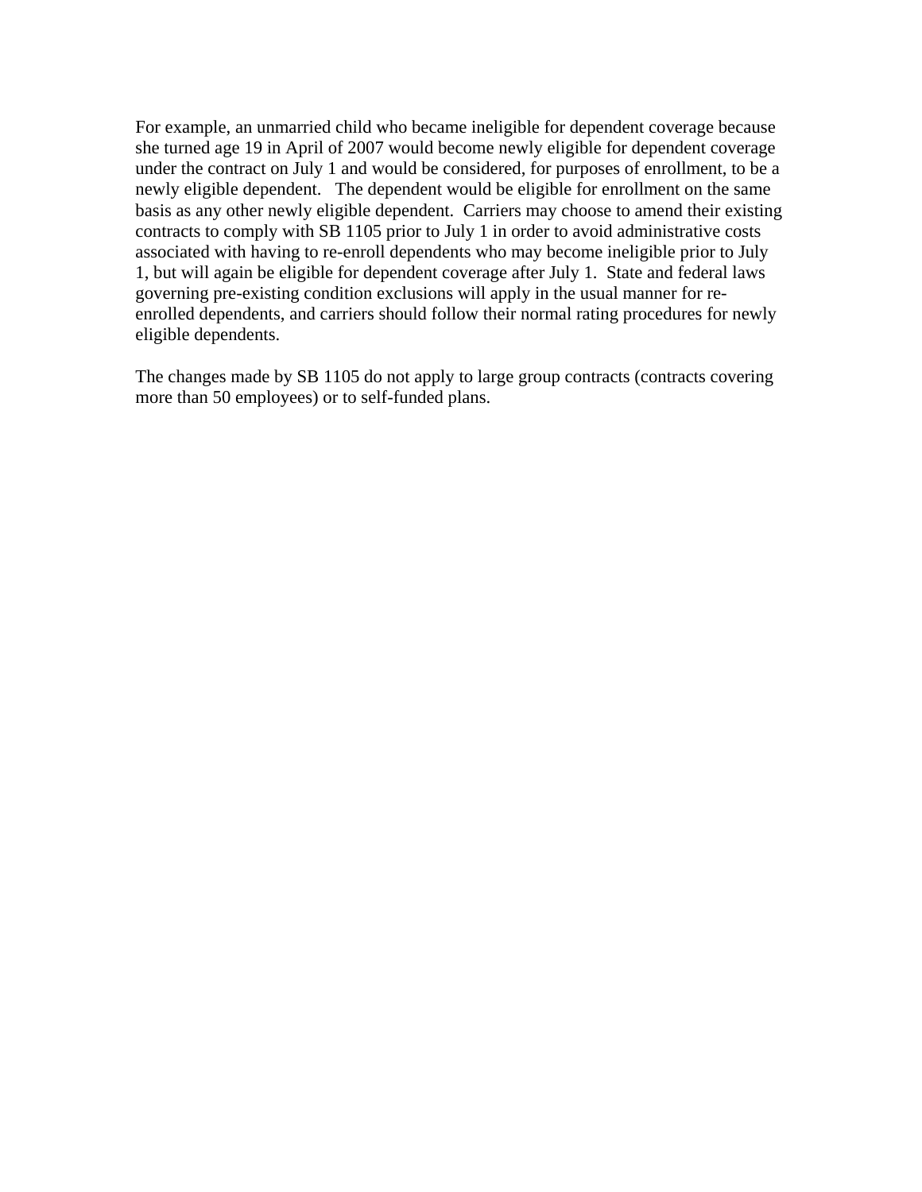For example, an unmarried child who became ineligible for dependent coverage because she turned age 19 in April of 2007 would become newly eligible for dependent coverage under the contract on July 1 and would be considered, for purposes of enrollment, to be a newly eligible dependent. The dependent would be eligible for enrollment on the same basis as any other newly eligible dependent. Carriers may choose to amend their existing contracts to comply with SB 1105 prior to July 1 in order to avoid administrative costs associated with having to re-enroll dependents who may become ineligible prior to July 1, but will again be eligible for dependent coverage after July 1. State and federal laws governing pre-existing condition exclusions will apply in the usual manner for re-enrolled dependents, and carriers should follow their normal rating procedures for newly eligible dependents.

The changes made by SB 1105 do not apply to large group contracts (contracts covering more than 50 employees) or to self-funded plans.